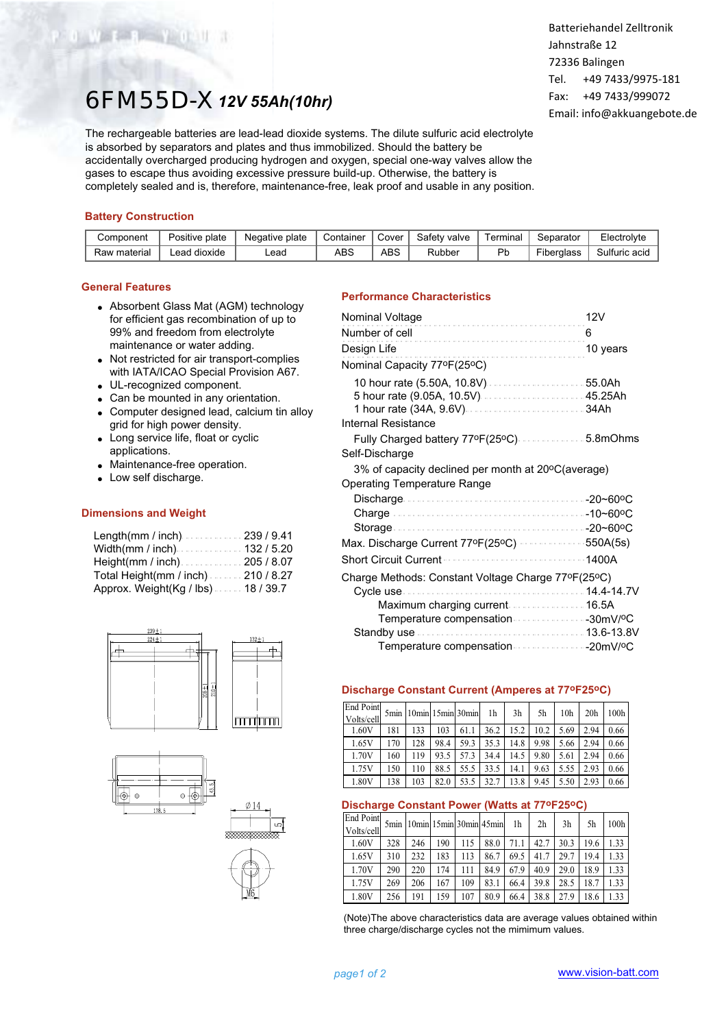Batteriehandel Zelltronik
Jahnstraße 12
72336 Balingen
Tel. +49 7433/9975-181
Fax: +49 7433/999072
Email: info@akkuangebote.de

# 6FM55D-X *12V 55Ah(10hr)*

The rechargeable batteries are lead-lead dioxide systems. The dilute sulfuric acid electrolyte is absorbed by separators and plates and thus immobilized. Should the battery be accidentally overcharged producing hydrogen and oxygen, special one-way valves allow the gases to escape thus avoiding excessive pressure build-up. Otherwise, the battery is completely sealed and is, therefore, maintenance-free, leak proof and usable in any position.

## Battery Construction

| Component | Positive plate | Negative plate | Container | Cover | Safety valve | Terminal | Separator | Electrolyte |
|---|---|---|---|---|---|---|---|---|
| Raw material | Lead dioxide | Lead | ABS | ABS | Rubber | Pb | Fiberglass | Sulfuric acid |

## General Features

- Absorbent Glass Mat (AGM) technology for efficient gas recombination of up to 99% and freedom from electrolyte maintenance or water adding.
- Not restricted for air transport-complies with IATA/ICAO Special Provision A67.
- UL-recognized component.
- Can be mounted in any orientation.
- Computer designed lead, calcium tin alloy grid for high power density.
- Long service life, float or cyclic applications.
- Maintenance-free operation.
- Low self discharge.

## Dimensions and Weight

- Length(mm / inch) ............ 239 / 9.41
- Width(mm / inch) ............ 132 / 5.20
- Height(mm / inch) ............ 205 / 8.07
- Total Height(mm / inch) ...... 210 / 8.27
- Approx. Weight(Kg / lbs) ...... 18 / 39.7

## Performance Characteristics

- Nominal Voltage ............ 12V
- Number of cell ............ 6
- Design Life ............ 10 years
- Nominal Capacity 77ºF(25ºC)
  - 10 hour rate (5.50A, 10.8V) ............ 55.0Ah
  - 5 hour rate (9.05A, 10.5V) ............ 45.25Ah
  - 1 hour rate (34A, 9.6V) ............ 34Ah
- Internal Resistance
  - Fully Charged battery 77ºF(25ºC) ............ 5.8mOhms
- Self-Discharge
  - 3% of capacity declined per month at 20ºC(average)
- Operating Temperature Range
  - Discharge ............ -20~60ºC
  - Charge ............ -10~60ºC
  - Storage ............ -20~60ºC
- Max. Discharge Current 77ºF(25ºC) ............ 550A(5s)
- Short Circuit Current ............ 1400A
- Charge Methods: Constant Voltage Charge 77ºF(25ºC)
  - Cycle use ............ 14.4-14.7V
    - Maximum charging current ............ 16.5A
    - Temperature compensation ............ -30mV/ºC
  - Standby use ............ 13.6-13.8V
    - Temperature compensation ............ -20mV/ºC

## Discharge Constant Current (Amperes at 77ºF25ºC)

| End Point Volts/cell | 5min | 10min | 15min | 30min | 1h | 3h | 5h | 10h | 20h | 100h |
|---|---|---|---|---|---|---|---|---|---|---|
| 1.60V | 181 | 133 | 103 | 61.1 | 36.2 | 15.2 | 10.2 | 5.69 | 2.94 | 0.66 |
| 1.65V | 170 | 128 | 98.4 | 59.3 | 35.3 | 14.8 | 9.98 | 5.66 | 2.94 | 0.66 |
| 1.70V | 160 | 119 | 93.5 | 57.3 | 34.4 | 14.5 | 9.80 | 5.61 | 2.94 | 0.66 |
| 1.75V | 150 | 110 | 88.5 | 55.5 | 33.5 | 14.1 | 9.63 | 5.55 | 2.93 | 0.66 |
| 1.80V | 138 | 103 | 82.0 | 53.5 | 32.7 | 13.8 | 9.45 | 5.50 | 2.93 | 0.66 |

## Discharge Constant Power (Watts at 77ºF25ºC)

| End Point Volts/cell | 5min | 10min | 15min | 30min | 45min | 1h | 2h | 3h | 5h | 100h |
|---|---|---|---|---|---|---|---|---|---|---|
| 1.60V | 328 | 246 | 190 | 115 | 88.0 | 71.1 | 42.7 | 30.3 | 19.6 | 1.33 |
| 1.65V | 310 | 232 | 183 | 113 | 86.7 | 69.5 | 41.7 | 29.7 | 19.4 | 1.33 |
| 1.70V | 290 | 220 | 174 | 111 | 84.9 | 67.9 | 40.9 | 29.0 | 18.9 | 1.33 |
| 1.75V | 269 | 206 | 167 | 109 | 83.1 | 66.4 | 39.8 | 28.5 | 18.7 | 1.33 |
| 1.80V | 256 | 191 | 159 | 107 | 80.9 | 66.4 | 38.8 | 27.9 | 18.6 | 1.33 |

(Note)The above characteristics data are average values obtained within three charge/discharge cycles not the mimimum values.

www.vision-batt.com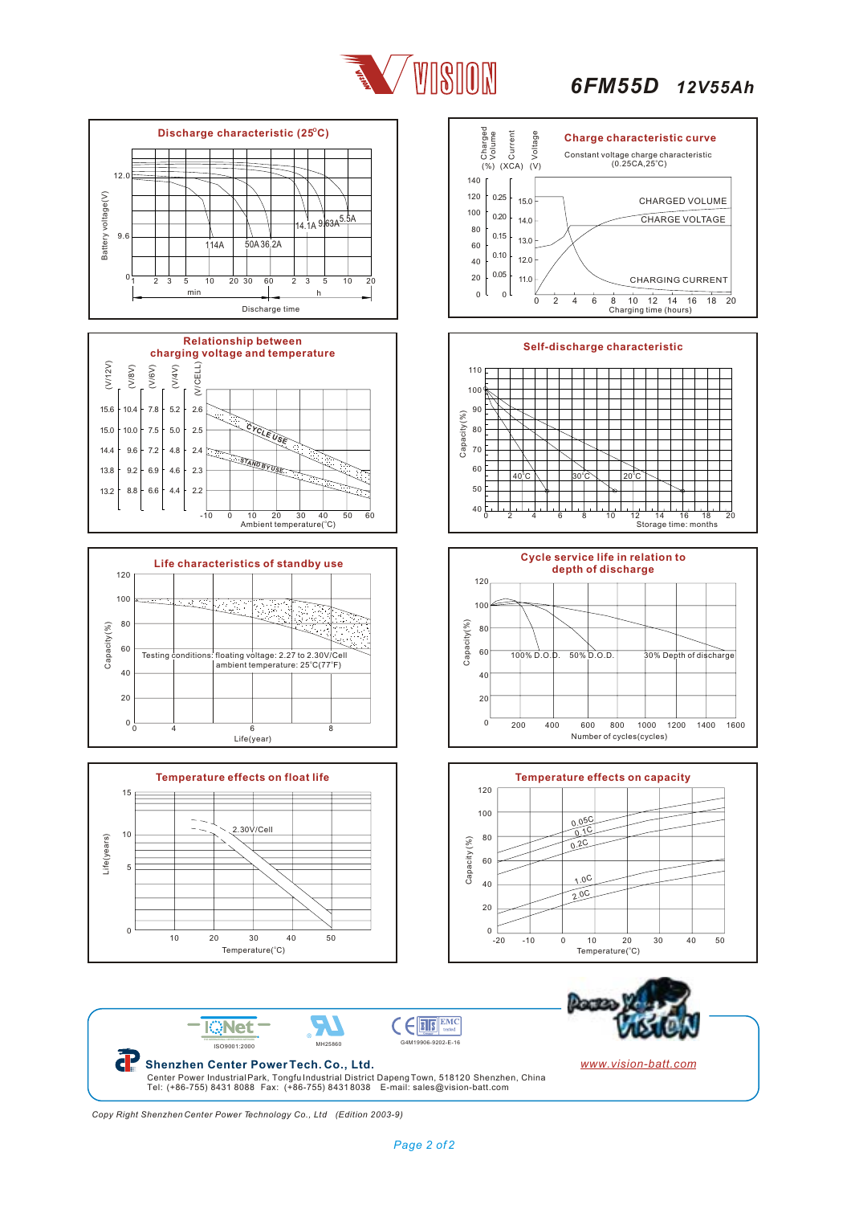# VISION

## 6FM55D 12V55Ah

### Discharge characteristic (25°C)

Battery voltage(V)

12.0

9.6

0

1 2 3 5 10 20 30 60 2 3 5 10 20

min h

Discharge time

114A 50A 36.2A 14.1A 9.63A 5.5A

### Charge characteristic curve

Constant voltage charge characteristic (0.25CA,25°C)

Charged Volume (%) Current (XCA) Voltage (V)

140 120 100 80 60 40 20 0

0.25 0.20 0.15 0.10 0.05 0

15.0 14.0 13.0 12.0 11.0

CHARGED VOLUME

CHARGE VOLTAGE

CHARGING CURRENT

0 2 4 6 8 10 12 14 16 18 20

Charging time (hours)

### Relationship between charging voltage and temperature

(V/12V) (V/8V) (V/6V) (V/4V) (V/CELL)

15.6 10.4 7.8 5.2 2.6

15.0 10.0 7.5 5.0 2.5

14.4 9.6 7.2 4.8 2.4

13.8 9.2 6.9 4.6 2.3

13.2 8.8 6.6 4.4 2.2

CYCLE USE

STANDBY USE

-10 0 10 20 30 40 50 60

Ambient temperature(°C)

### Self-discharge characteristic

Capacity(%)

110 100 90 80 70 60 50 40

40°C 30°C 20°C

0 2 4 6 8 10 12 14 16 18 20

Storage time: months

### Life characteristics of standby use

Capacity(%)

120 100 80 60 40 20 0

Testing conditions: floating voltage: 2.27 to 2.30V/Cell ambient temperature: 25°C(77°F)

0 4 6 8

Life(year)

### Cycle service life in relation to depth of discharge

Capacity(%)

120 100 80 60 40 20 0

100% D.O.D. 50% D.O.D. 30% Depth of discharge

200 400 600 800 1000 1200 1400 1600

Number of cycles(cycles)

### Temperature effects on float life

Life(years)

15 10 5 0

2.30V/Cell

10 20 30 40 50

Temperature(°C)

### Temperature effects on capacity

Capacity(%)

120 100 80 60 40 20 0

0.05C 0.1C 0.2C 1.0C 2.0C

-20 -10 0 10 20 30 40 50

Temperature(°C)

---

IQNet ISO9001:2000

MH25860

CE G4M19906-9202-E-16

Power Your VISION

**Shenzhen Center Power Tech. Co., Ltd.**

Center Power Industrial Park, Tongfu Industrial District Dapeng Town, 518120 Shenzhen, China
Tel: (+86-755) 8431 8088 Fax: (+86-755) 8431 8038 E-mail: sales@vision-batt.com

*www.vision-batt.com*

*Copy Right Shenzhen Center Power Technology Co., Ltd (Edition 2003-9)*